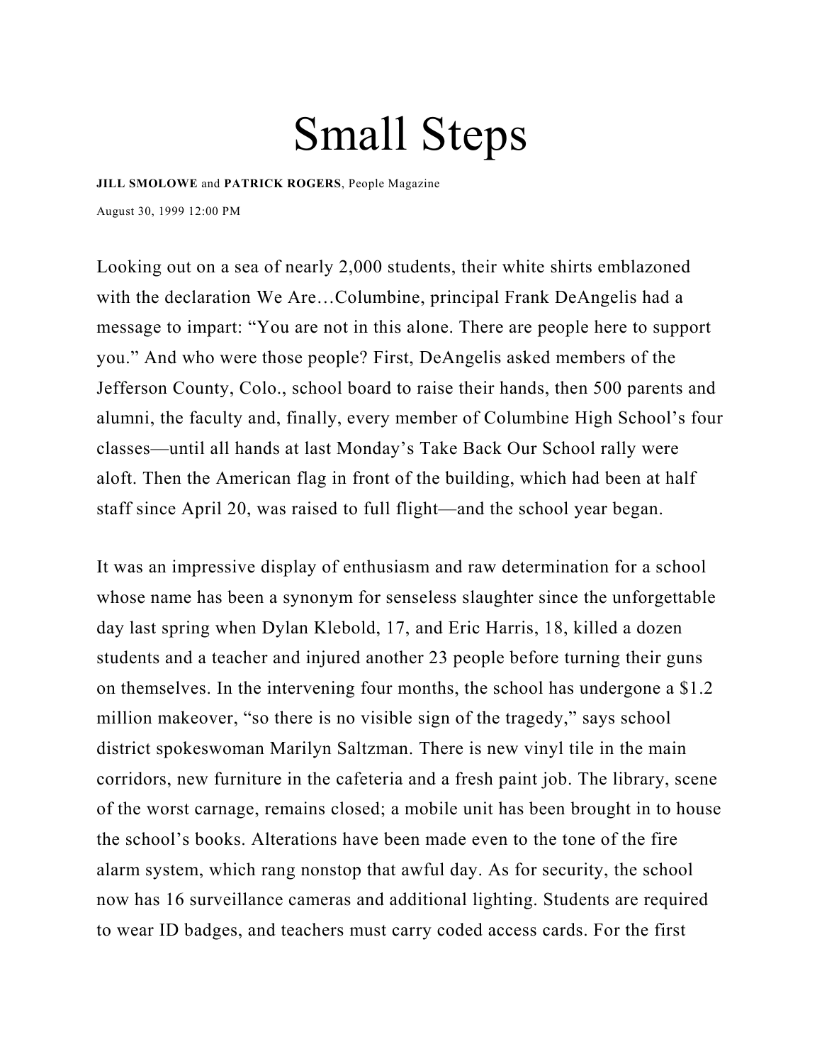# Small Steps

**JILL SMOLOWE** and **PATRICK ROGERS**, People Magazine

August 30, 1999 12:00 PM

Looking out on a sea of nearly 2,000 students, their white shirts emblazoned with the declaration We Are…Columbine, principal Frank DeAngelis had a message to impart: "You are not in this alone. There are people here to support you." And who were those people? First, DeAngelis asked members of the Jefferson County, Colo., school board to raise their hands, then 500 parents and alumni, the faculty and, finally, every member of Columbine High School's four classes—until all hands at last Monday's Take Back Our School rally were aloft. Then the American flag in front of the building, which had been at half staff since April 20, was raised to full flight—and the school year began.

It was an impressive display of enthusiasm and raw determination for a school whose name has been a synonym for senseless slaughter since the unforgettable day last spring when Dylan Klebold, 17, and Eric Harris, 18, killed a dozen students and a teacher and injured another 23 people before turning their guns on themselves. In the intervening four months, the school has undergone a $1.2 million makeover, "so there is no visible sign of the tragedy," says school district spokeswoman Marilyn Saltzman. There is new vinyl tile in the main corridors, new furniture in the cafeteria and a fresh paint job. The library, scene of the worst carnage, remains closed; a mobile unit has been brought in to house the school's books. Alterations have been made even to the tone of the fire alarm system, which rang nonstop that awful day. As for security, the school now has 16 surveillance cameras and additional lighting. Students are required to wear ID badges, and teachers must carry coded access cards. For the first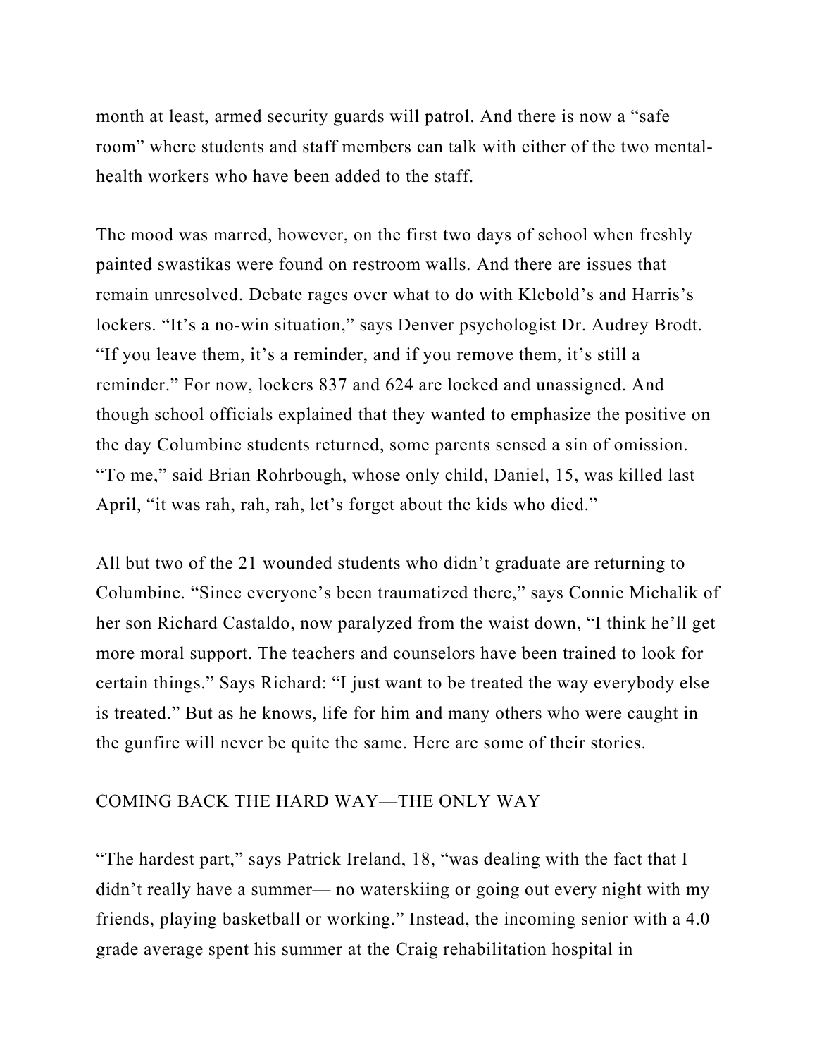month at least, armed security guards will patrol. And there is now a "safe room" where students and staff members can talk with either of the two mental-health workers who have been added to the staff.

The mood was marred, however, on the first two days of school when freshly painted swastikas were found on restroom walls. And there are issues that remain unresolved. Debate rages over what to do with Klebold's and Harris's lockers. "It's a no-win situation," says Denver psychologist Dr. Audrey Brodt. "If you leave them, it's a reminder, and if you remove them, it's still a reminder." For now, lockers 837 and 624 are locked and unassigned. And though school officials explained that they wanted to emphasize the positive on the day Columbine students returned, some parents sensed a sin of omission. "To me," said Brian Rohrbough, whose only child, Daniel, 15, was killed last April, "it was rah, rah, rah, let's forget about the kids who died."

All but two of the 21 wounded students who didn't graduate are returning to Columbine. "Since everyone's been traumatized there," says Connie Michalik of her son Richard Castaldo, now paralyzed from the waist down, "I think he'll get more moral support. The teachers and counselors have been trained to look for certain things." Says Richard: "I just want to be treated the way everybody else is treated." But as he knows, life for him and many others who were caught in the gunfire will never be quite the same. Here are some of their stories.

## COMING BACK THE HARD WAY—THE ONLY WAY

"The hardest part," says Patrick Ireland, 18, "was dealing with the fact that I didn't really have a summer— no waterskiing or going out every night with my friends, playing basketball or working." Instead, the incoming senior with a 4.0 grade average spent his summer at the Craig rehabilitation hospital in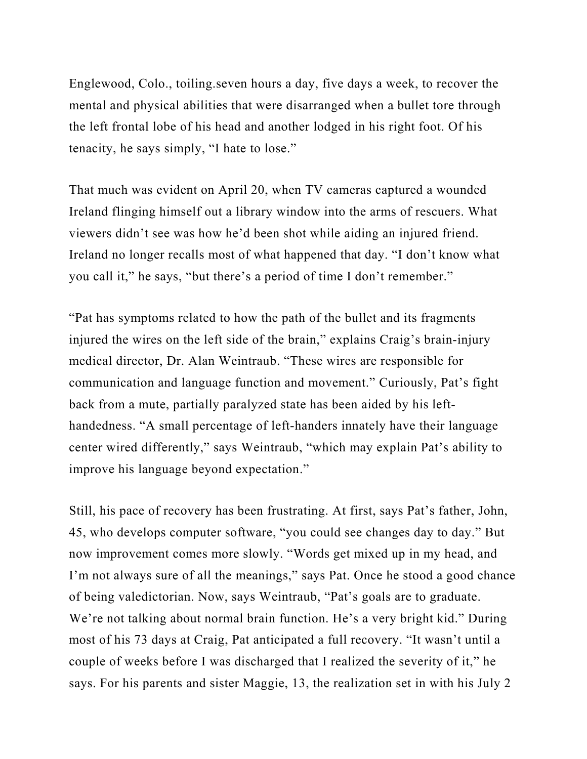Englewood, Colo., toiling.seven hours a day, five days a week, to recover the mental and physical abilities that were disarranged when a bullet tore through the left frontal lobe of his head and another lodged in his right foot. Of his tenacity, he says simply, “I hate to lose.”

That much was evident on April 20, when TV cameras captured a wounded Ireland flinging himself out a library window into the arms of rescuers. What viewers didn’t see was how he’d been shot while aiding an injured friend. Ireland no longer recalls most of what happened that day. “I don’t know what you call it,” he says, “but there’s a period of time I don’t remember.”

“Pat has symptoms related to how the path of the bullet and its fragments injured the wires on the left side of the brain,” explains Craig’s brain-injury medical director, Dr. Alan Weintraub. “These wires are responsible for communication and language function and movement.” Curiously, Pat’s fight back from a mute, partially paralyzed state has been aided by his left-handedness. “A small percentage of left-handers innately have their language center wired differently,” says Weintraub, “which may explain Pat’s ability to improve his language beyond expectation.”

Still, his pace of recovery has been frustrating. At first, says Pat’s father, John, 45, who develops computer software, “you could see changes day to day.” But now improvement comes more slowly. “Words get mixed up in my head, and I’m not always sure of all the meanings,” says Pat. Once he stood a good chance of being valedictorian. Now, says Weintraub, “Pat’s goals are to graduate. We’re not talking about normal brain function. He’s a very bright kid.” During most of his 73 days at Craig, Pat anticipated a full recovery. “It wasn’t until a couple of weeks before I was discharged that I realized the severity of it,” he says. For his parents and sister Maggie, 13, the realization set in with his July 2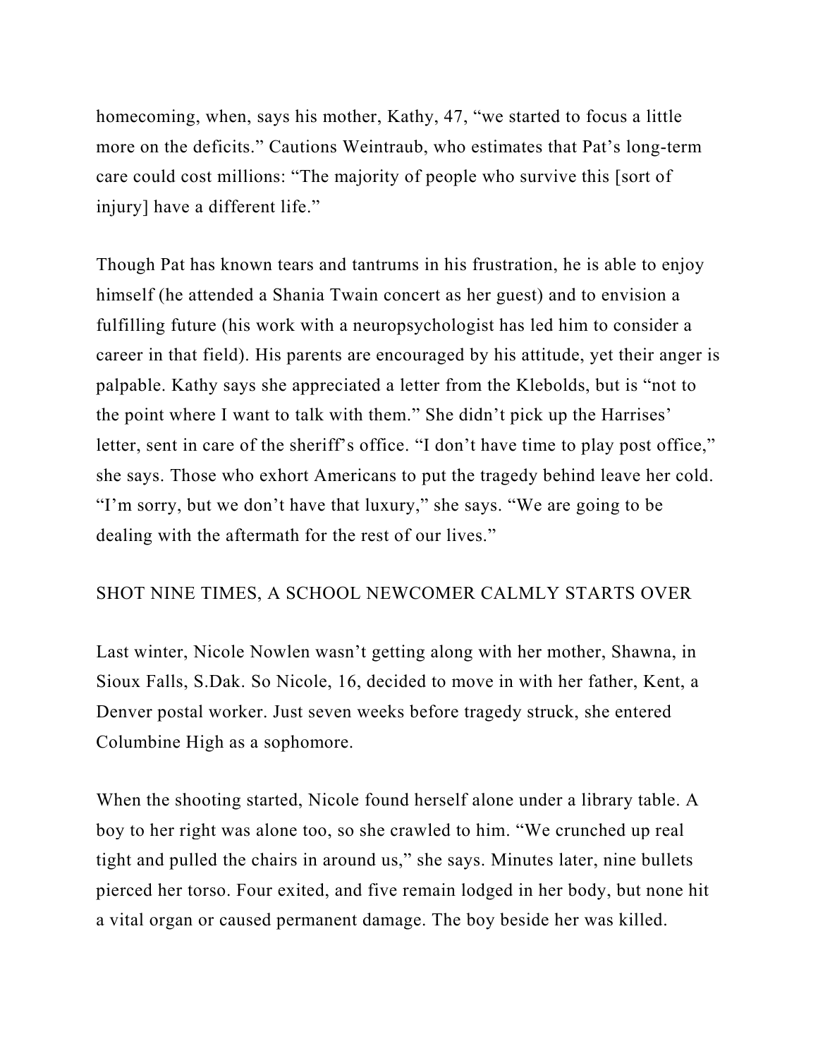homecoming, when, says his mother, Kathy, 47, “we started to focus a little more on the deficits.” Cautions Weintraub, who estimates that Pat’s long-term care could cost millions: “The majority of people who survive this [sort of injury] have a different life.”

Though Pat has known tears and tantrums in his frustration, he is able to enjoy himself (he attended a Shania Twain concert as her guest) and to envision a fulfilling future (his work with a neuropsychologist has led him to consider a career in that field). His parents are encouraged by his attitude, yet their anger is palpable. Kathy says she appreciated a letter from the Klebolds, but is “not to the point where I want to talk with them.” She didn’t pick up the Harrises’ letter, sent in care of the sheriff’s office. “I don’t have time to play post office,” she says. Those who exhort Americans to put the tragedy behind leave her cold. “I’m sorry, but we don’t have that luxury,” she says. “We are going to be dealing with the aftermath for the rest of our lives.”

## SHOT NINE TIMES, A SCHOOL NEWCOMER CALMLY STARTS OVER

Last winter, Nicole Nowlen wasn’t getting along with her mother, Shawna, in Sioux Falls, S.Dak. So Nicole, 16, decided to move in with her father, Kent, a Denver postal worker. Just seven weeks before tragedy struck, she entered Columbine High as a sophomore.

When the shooting started, Nicole found herself alone under a library table. A boy to her right was alone too, so she crawled to him. “We crunched up real tight and pulled the chairs in around us,” she says. Minutes later, nine bullets pierced her torso. Four exited, and five remain lodged in her body, but none hit a vital organ or caused permanent damage. The boy beside her was killed.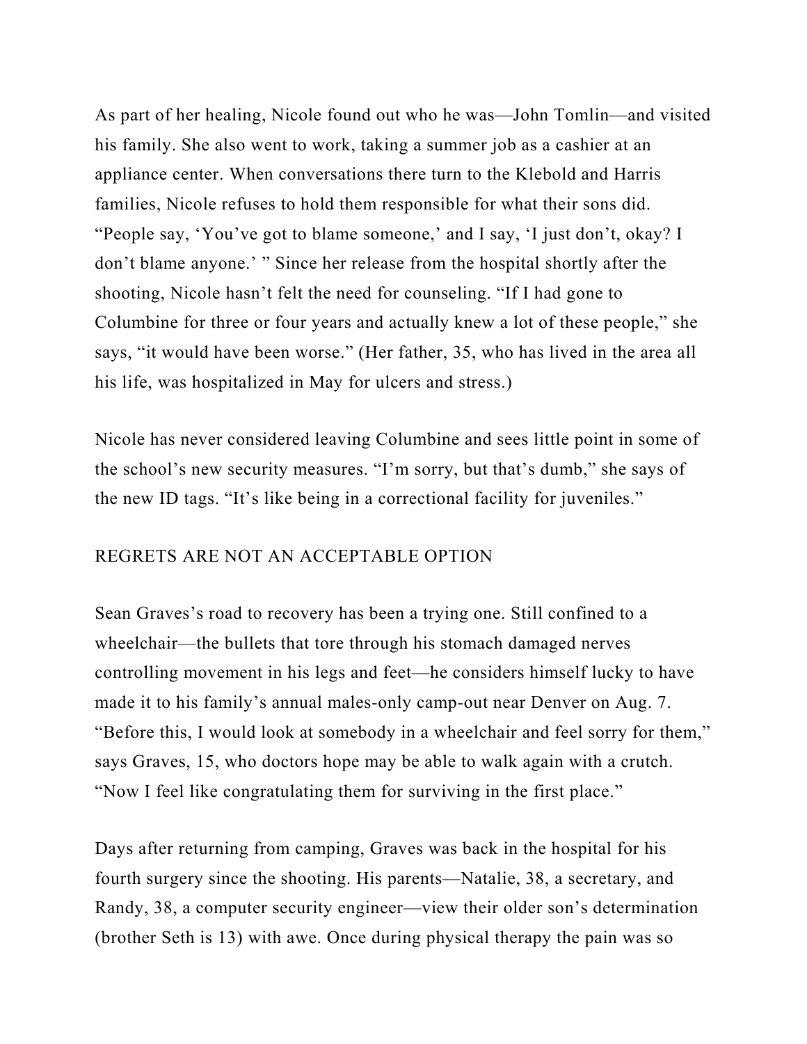As part of her healing, Nicole found out who he was—John Tomlin—and visited his family. She also went to work, taking a summer job as a cashier at an appliance center. When conversations there turn to the Klebold and Harris families, Nicole refuses to hold them responsible for what their sons did. “People say, ‘You’ve got to blame someone,’ and I say, ‘I just don’t, okay? I don’t blame anyone.’ ” Since her release from the hospital shortly after the shooting, Nicole hasn’t felt the need for counseling. “If I had gone to Columbine for three or four years and actually knew a lot of these people,” she says, “it would have been worse.” (Her father, 35, who has lived in the area all his life, was hospitalized in May for ulcers and stress.)

Nicole has never considered leaving Columbine and sees little point in some of the school’s new security measures. “I’m sorry, but that’s dumb,” she says of the new ID tags. “It’s like being in a correctional facility for juveniles.”

## REGRETS ARE NOT AN ACCEPTABLE OPTION

Sean Graves’s road to recovery has been a trying one. Still confined to a wheelchair—the bullets that tore through his stomach damaged nerves controlling movement in his legs and feet—he considers himself lucky to have made it to his family’s annual males-only camp-out near Denver on Aug. 7. “Before this, I would look at somebody in a wheelchair and feel sorry for them,” says Graves, 15, who doctors hope may be able to walk again with a crutch. “Now I feel like congratulating them for surviving in the first place.”

Days after returning from camping, Graves was back in the hospital for his fourth surgery since the shooting. His parents—Natalie, 38, a secretary, and Randy, 38, a computer security engineer—view their older son’s determination (brother Seth is 13) with awe. Once during physical therapy the pain was so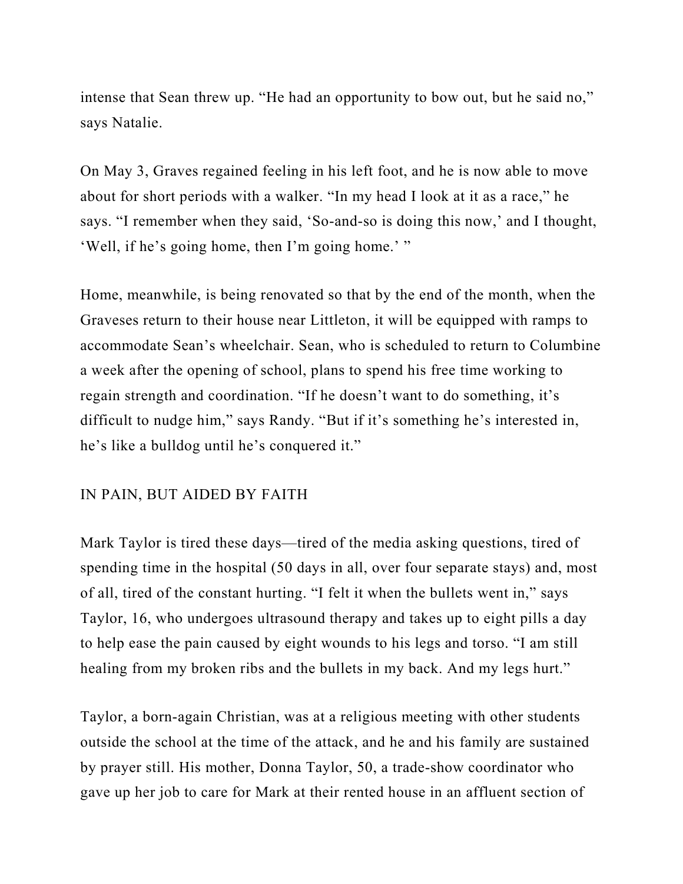intense that Sean threw up. "He had an opportunity to bow out, but he said no," says Natalie.

On May 3, Graves regained feeling in his left foot, and he is now able to move about for short periods with a walker. "In my head I look at it as a race," he says. "I remember when they said, 'So-and-so is doing this now,' and I thought, 'Well, if he's going home, then I'm going home.' "

Home, meanwhile, is being renovated so that by the end of the month, when the Graveses return to their house near Littleton, it will be equipped with ramps to accommodate Sean's wheelchair. Sean, who is scheduled to return to Columbine a week after the opening of school, plans to spend his free time working to regain strength and coordination. "If he doesn't want to do something, it's difficult to nudge him," says Randy. "But if it's something he's interested in, he's like a bulldog until he's conquered it."

## IN PAIN, BUT AIDED BY FAITH

Mark Taylor is tired these days—tired of the media asking questions, tired of spending time in the hospital (50 days in all, over four separate stays) and, most of all, tired of the constant hurting. "I felt it when the bullets went in," says Taylor, 16, who undergoes ultrasound therapy and takes up to eight pills a day to help ease the pain caused by eight wounds to his legs and torso. "I am still healing from my broken ribs and the bullets in my back. And my legs hurt."

Taylor, a born-again Christian, was at a religious meeting with other students outside the school at the time of the attack, and he and his family are sustained by prayer still. His mother, Donna Taylor, 50, a trade-show coordinator who gave up her job to care for Mark at their rented house in an affluent section of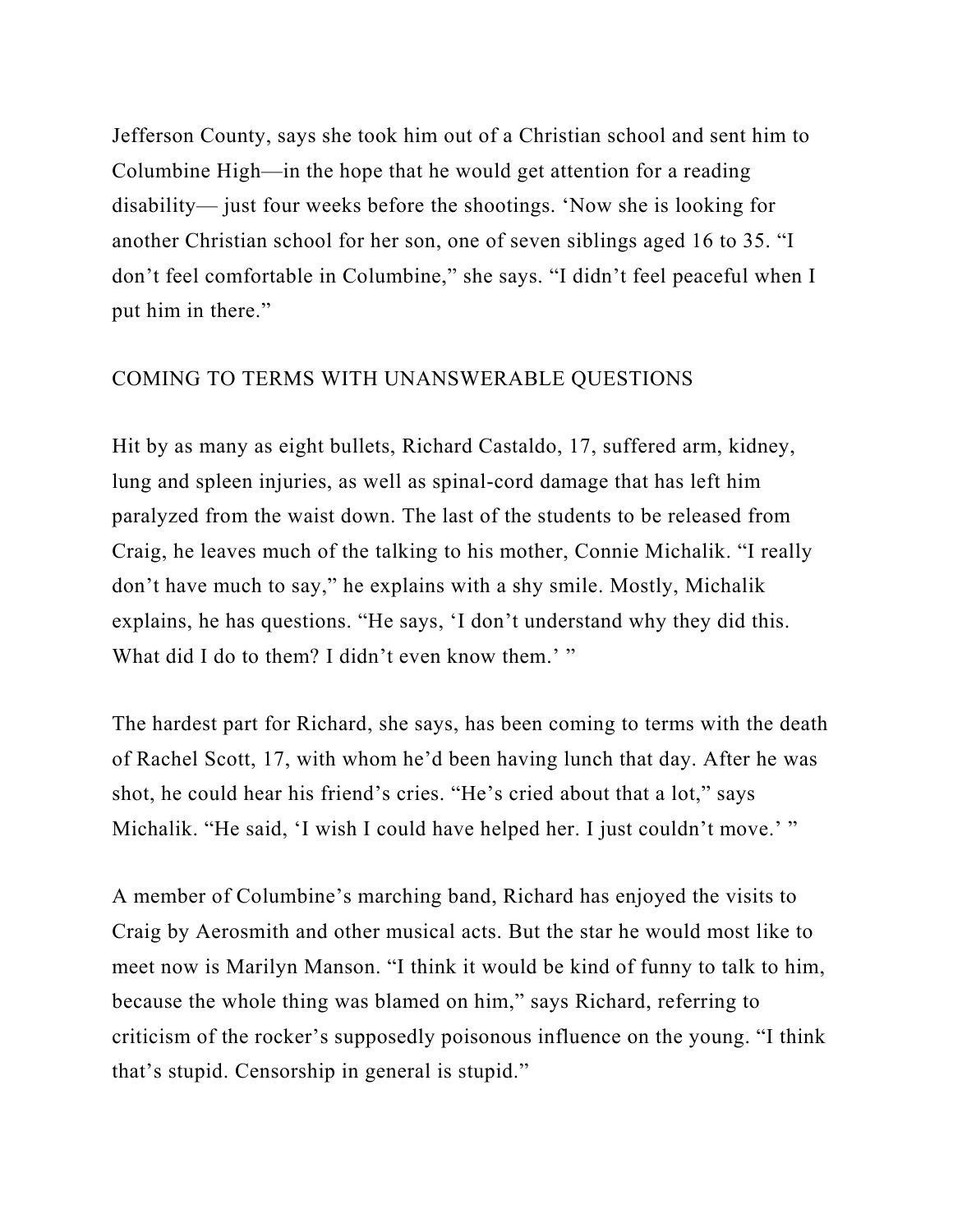Jefferson County, says she took him out of a Christian school and sent him to Columbine High—in the hope that he would get attention for a reading disability— just four weeks before the shootings. 'Now she is looking for another Christian school for her son, one of seven siblings aged 16 to 35. "I don't feel comfortable in Columbine," she says. "I didn't feel peaceful when I put him in there."

## COMING TO TERMS WITH UNANSWERABLE QUESTIONS

Hit by as many as eight bullets, Richard Castaldo, 17, suffered arm, kidney, lung and spleen injuries, as well as spinal-cord damage that has left him paralyzed from the waist down. The last of the students to be released from Craig, he leaves much of the talking to his mother, Connie Michalik. "I really don't have much to say," he explains with a shy smile. Mostly, Michalik explains, he has questions. "He says, 'I don't understand why they did this. What did I do to them? I didn't even know them.' "

The hardest part for Richard, she says, has been coming to terms with the death of Rachel Scott, 17, with whom he'd been having lunch that day. After he was shot, he could hear his friend's cries. "He's cried about that a lot," says Michalik. "He said, 'I wish I could have helped her. I just couldn't move.' "

A member of Columbine's marching band, Richard has enjoyed the visits to Craig by Aerosmith and other musical acts. But the star he would most like to meet now is Marilyn Manson. "I think it would be kind of funny to talk to him, because the whole thing was blamed on him," says Richard, referring to criticism of the rocker's supposedly poisonous influence on the young. "I think that's stupid. Censorship in general is stupid."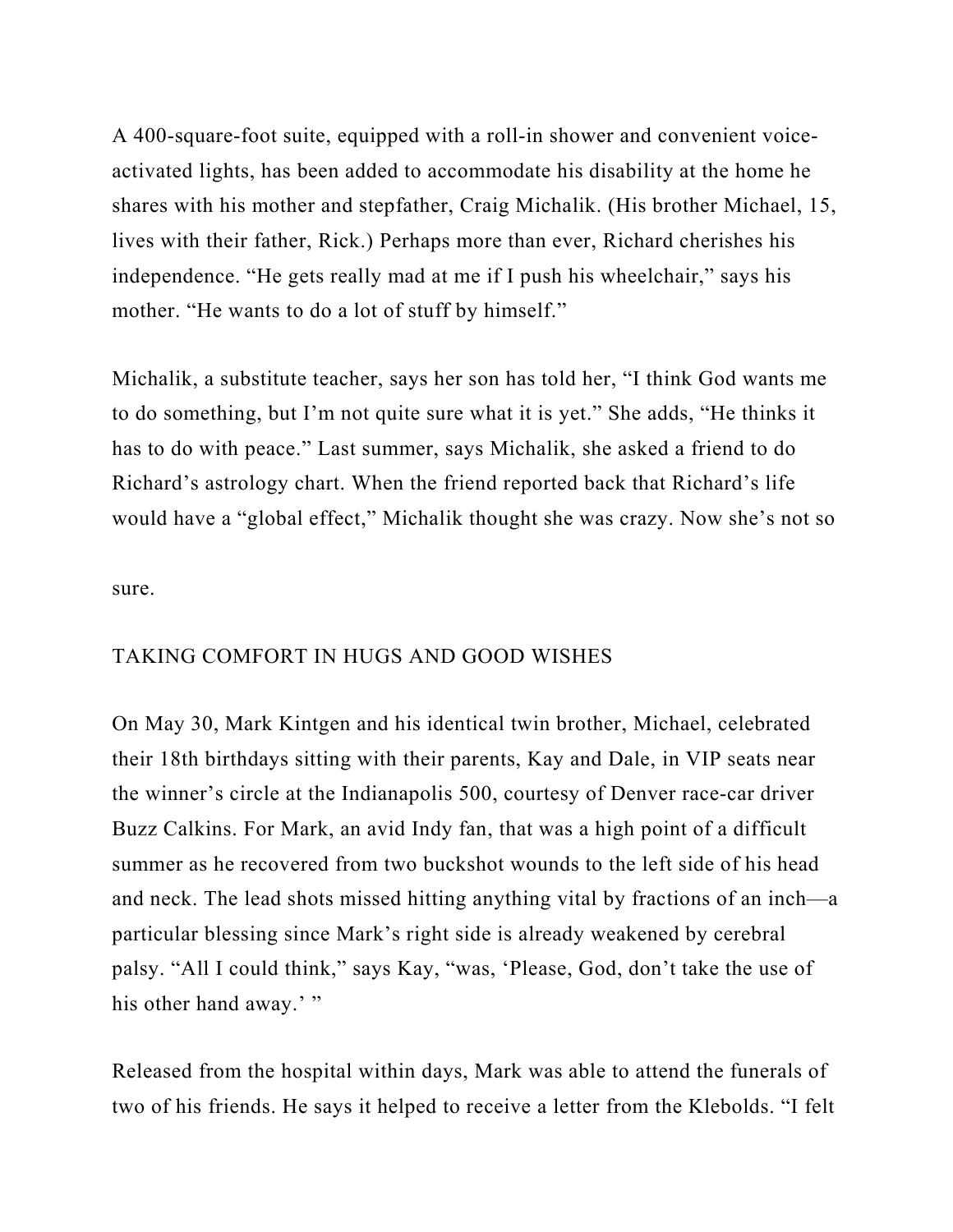A 400-square-foot suite, equipped with a roll-in shower and convenient voice-activated lights, has been added to accommodate his disability at the home he shares with his mother and stepfather, Craig Michalik. (His brother Michael, 15, lives with their father, Rick.) Perhaps more than ever, Richard cherishes his independence. "He gets really mad at me if I push his wheelchair," says his mother. "He wants to do a lot of stuff by himself."

Michalik, a substitute teacher, says her son has told her, "I think God wants me to do something, but I'm not quite sure what it is yet." She adds, "He thinks it has to do with peace." Last summer, says Michalik, she asked a friend to do Richard's astrology chart. When the friend reported back that Richard's life would have a "global effect," Michalik thought she was crazy. Now she's not so sure.

## TAKING COMFORT IN HUGS AND GOOD WISHES

On May 30, Mark Kintgen and his identical twin brother, Michael, celebrated their 18th birthdays sitting with their parents, Kay and Dale, in VIP seats near the winner's circle at the Indianapolis 500, courtesy of Denver race-car driver Buzz Calkins. For Mark, an avid Indy fan, that was a high point of a difficult summer as he recovered from two buckshot wounds to the left side of his head and neck. The lead shots missed hitting anything vital by fractions of an inch—a particular blessing since Mark's right side is already weakened by cerebral palsy. "All I could think," says Kay, "was, 'Please, God, don't take the use of his other hand away.' "

Released from the hospital within days, Mark was able to attend the funerals of two of his friends. He says it helped to receive a letter from the Klebolds. "I felt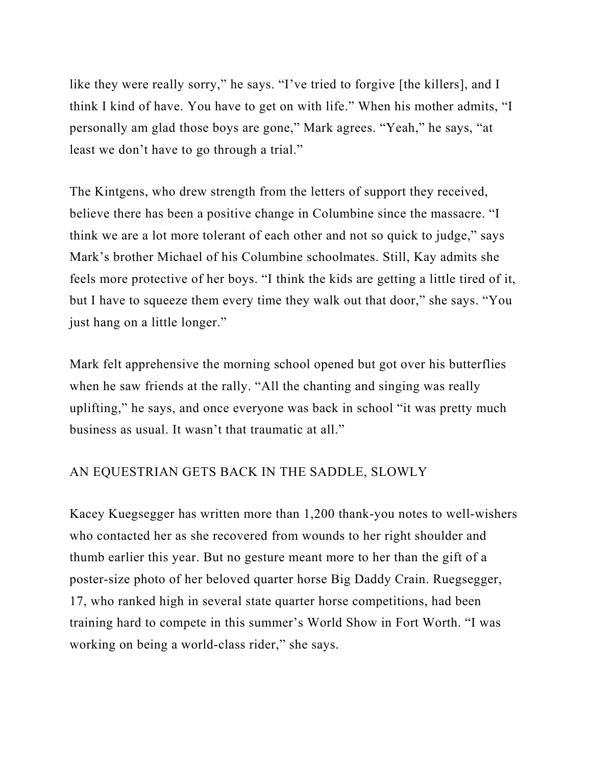like they were really sorry," he says. "I've tried to forgive [the killers], and I think I kind of have. You have to get on with life." When his mother admits, "I personally am glad those boys are gone," Mark agrees. "Yeah," he says, "at least we don't have to go through a trial."

The Kintgens, who drew strength from the letters of support they received, believe there has been a positive change in Columbine since the massacre. "I think we are a lot more tolerant of each other and not so quick to judge," says Mark's brother Michael of his Columbine schoolmates. Still, Kay admits she feels more protective of her boys. "I think the kids are getting a little tired of it, but I have to squeeze them every time they walk out that door," she says. "You just hang on a little longer."

Mark felt apprehensive the morning school opened but got over his butterflies when he saw friends at the rally. "All the chanting and singing was really uplifting," he says, and once everyone was back in school "it was pretty much business as usual. It wasn't that traumatic at all."

## AN EQUESTRIAN GETS BACK IN THE SADDLE, SLOWLY

Kacey Kuegsegger has written more than 1,200 thank-you notes to well-wishers who contacted her as she recovered from wounds to her right shoulder and thumb earlier this year. But no gesture meant more to her than the gift of a poster-size photo of her beloved quarter horse Big Daddy Crain. Ruegsegger, 17, who ranked high in several state quarter horse competitions, had been training hard to compete in this summer's World Show in Fort Worth. "I was working on being a world-class rider," she says.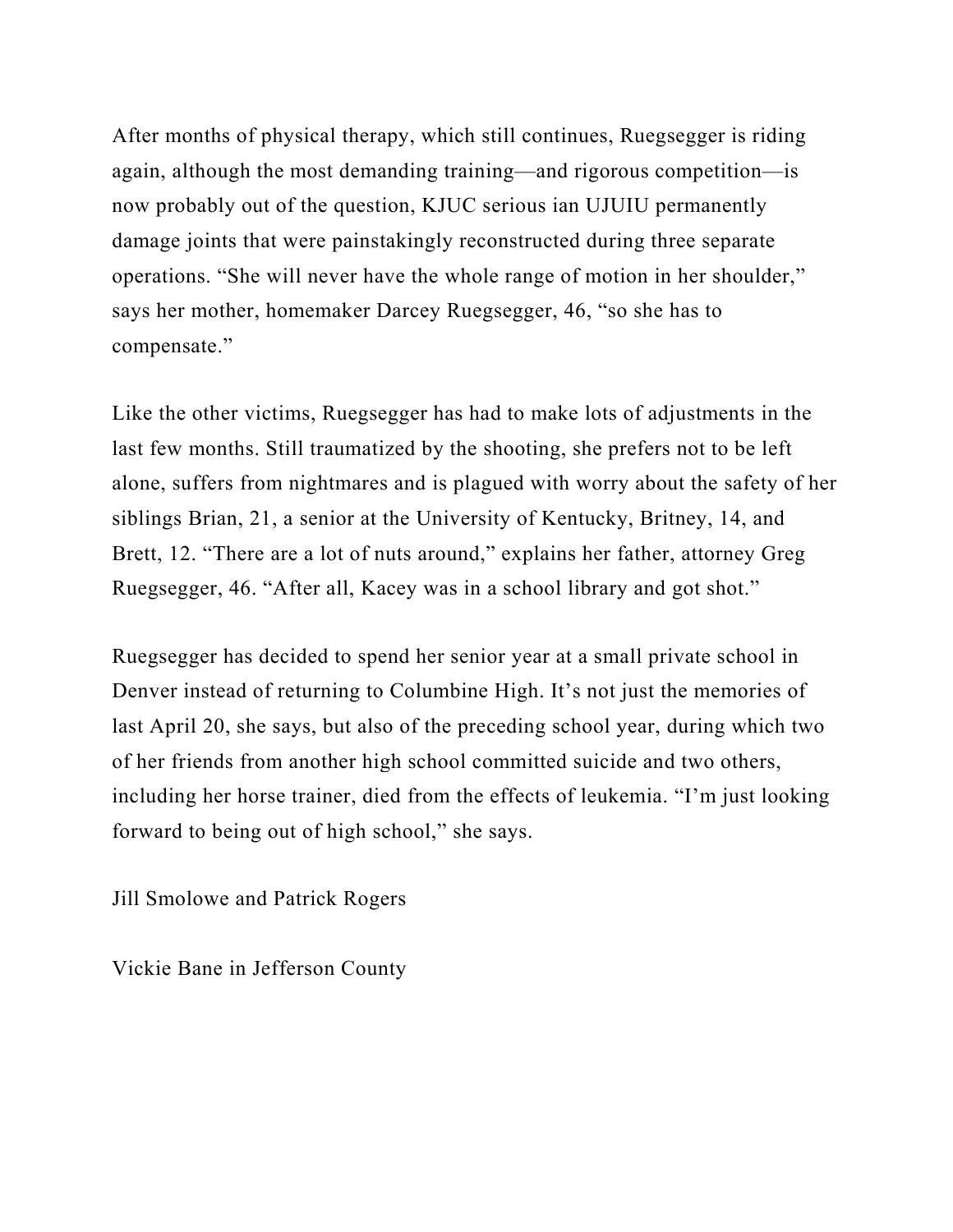After months of physical therapy, which still continues, Ruegsegger is riding again, although the most demanding training—and rigorous competition—is now probably out of the question, KJUC serious ian UJUIU permanently damage joints that were painstakingly reconstructed during three separate operations. “She will never have the whole range of motion in her shoulder,” says her mother, homemaker Darcey Ruegsegger, 46, “so she has to compensate.”

Like the other victims, Ruegsegger has had to make lots of adjustments in the last few months. Still traumatized by the shooting, she prefers not to be left alone, suffers from nightmares and is plagued with worry about the safety of her siblings Brian, 21, a senior at the University of Kentucky, Britney, 14, and Brett, 12. “There are a lot of nuts around,” explains her father, attorney Greg Ruegsegger, 46. “After all, Kacey was in a school library and got shot.”

Ruegsegger has decided to spend her senior year at a small private school in Denver instead of returning to Columbine High. It’s not just the memories of last April 20, she says, but also of the preceding school year, during which two of her friends from another high school committed suicide and two others, including her horse trainer, died from the effects of leukemia. “I’m just looking forward to being out of high school,” she says.

Jill Smolowe and Patrick Rogers

Vickie Bane in Jefferson County